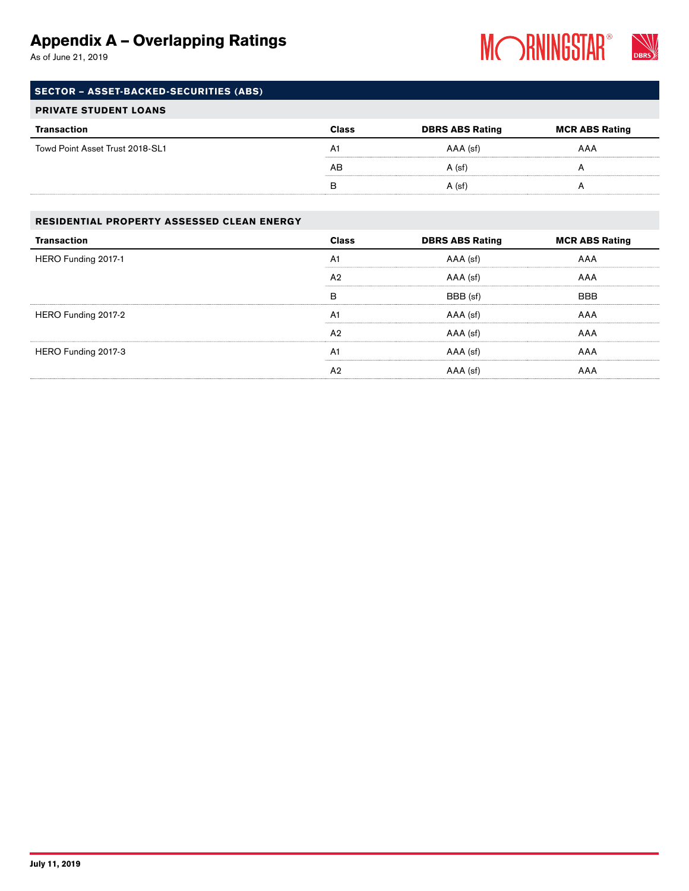# Appendix A – Overlapping Ratings

As of June 21, 2019

## SECTOR – ASSET-BACKED-SECURITIES (ABS)

### PRIVATE STUDENT LOANS

| Transaction | Class | DBRS ABS Rating | MCR ABS Rating |
|---|---|---|---|
| Towd Point Asset Trust 2018-SL1 | A1 | AAA (sf) | AAA |
| | AB | A (sf) | A |
| | B | A (sf) | A |

### RESIDENTIAL PROPERTY ASSESSED CLEAN ENERGY

| Transaction | Class | DBRS ABS Rating | MCR ABS Rating |
|---|---|---|---|
| HERO Funding 2017-1 | A1 | AAA (sf) | AAA |
| | A2 | AAA (sf) | AAA |
| | B | BBB (sf) | BBB |
| HERO Funding 2017-2 | A1 | AAA (sf) | AAA |
| | A2 | AAA (sf) | AAA |
| HERO Funding 2017-3 | A1 | AAA (sf) | AAA |
| | A2 | AAA (sf) | AAA |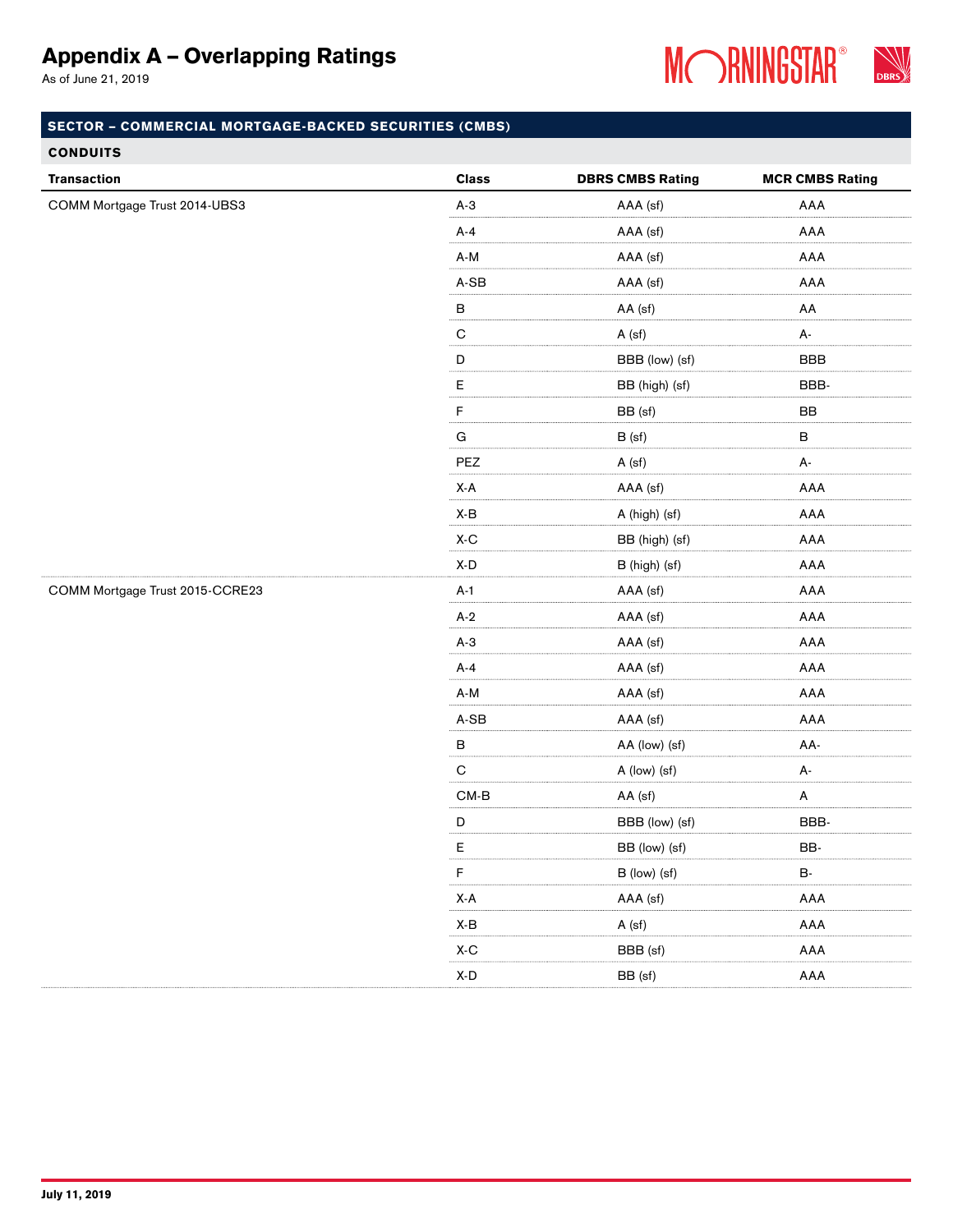# Appendix A – Overlapping Ratings

As of June 21, 2019

## SECTOR – COMMERCIAL MORTGAGE-BACKED SECURITIES (CMBS)

### CONDUITS

| Transaction | Class | DBRS CMBS Rating | MCR CMBS Rating |
|---|---|---|---|
| COMM Mortgage Trust 2014-UBS3 | A-3 | AAA (sf) | AAA |
| | A-4 | AAA (sf) | AAA |
| | A-M | AAA (sf) | AAA |
| | A-SB | AAA (sf) | AAA |
| | B | AA (sf) | AA |
| | C | A (sf) | A- |
| | D | BBB (low) (sf) | BBB |
| | E | BB (high) (sf) | BBB- |
| | F | BB (sf) | BB |
| | G | B (sf) | B |
| | PEZ | A (sf) | A- |
| | X-A | AAA (sf) | AAA |
| | X-B | A (high) (sf) | AAA |
| | X-C | BB (high) (sf) | AAA |
| | X-D | B (high) (sf) | AAA |
| COMM Mortgage Trust 2015-CCRE23 | A-1 | AAA (sf) | AAA |
| | A-2 | AAA (sf) | AAA |
| | A-3 | AAA (sf) | AAA |
| | A-4 | AAA (sf) | AAA |
| | A-M | AAA (sf) | AAA |
| | A-SB | AAA (sf) | AAA |
| | B | AA (low) (sf) | AA- |
| | C | A (low) (sf) | A- |
| | CM-B | AA (sf) | A |
| | D | BBB (low) (sf) | BBB- |
| | E | BB (low) (sf) | BB- |
| | F | B (low) (sf) | B- |
| | X-A | AAA (sf) | AAA |
| | X-B | A (sf) | AAA |
| | X-C | BBB (sf) | AAA |
| | X-D | BB (sf) | AAA |

July 11, 2019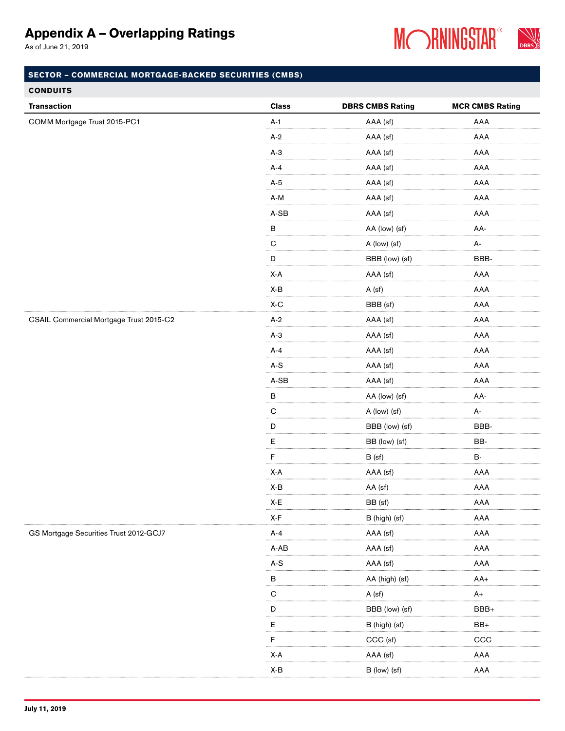# Appendix A – Overlapping Ratings

As of June 21, 2019

## SECTOR – COMMERCIAL MORTGAGE-BACKED SECURITIES (CMBS)

### CONDUITS

| Transaction | Class | DBRS CMBS Rating | MCR CMBS Rating |
|---|---|---|---|
| COMM Mortgage Trust 2015-PC1 | A-1 | AAA (sf) | AAA |
| | A-2 | AAA (sf) | AAA |
| | A-3 | AAA (sf) | AAA |
| | A-4 | AAA (sf) | AAA |
| | A-5 | AAA (sf) | AAA |
| | A-M | AAA (sf) | AAA |
| | A-SB | AAA (sf) | AAA |
| | B | AA (low) (sf) | AA- |
| | C | A (low) (sf) | A- |
| | D | BBB (low) (sf) | BBB- |
| | X-A | AAA (sf) | AAA |
| | X-B | A (sf) | AAA |
| | X-C | BBB (sf) | AAA |
| CSAIL Commercial Mortgage Trust 2015-C2 | A-2 | AAA (sf) | AAA |
| | A-3 | AAA (sf) | AAA |
| | A-4 | AAA (sf) | AAA |
| | A-S | AAA (sf) | AAA |
| | A-SB | AAA (sf) | AAA |
| | B | AA (low) (sf) | AA- |
| | C | A (low) (sf) | A- |
| | D | BBB (low) (sf) | BBB- |
| | E | BB (low) (sf) | BB- |
| | F | B (sf) | B- |
| | X-A | AAA (sf) | AAA |
| | X-B | AA (sf) | AAA |
| | X-E | BB (sf) | AAA |
| | X-F | B (high) (sf) | AAA |
| GS Mortgage Securities Trust 2012-GCJ7 | A-4 | AAA (sf) | AAA |
| | A-AB | AAA (sf) | AAA |
| | A-S | AAA (sf) | AAA |
| | B | AA (high) (sf) | AA+ |
| | C | A (sf) | A+ |
| | D | BBB (low) (sf) | BBB+ |
| | E | B (high) (sf) | BB+ |
| | F | CCC (sf) | CCC |
| | X-A | AAA (sf) | AAA |
| | X-B | B (low) (sf) | AAA |

July 11, 2019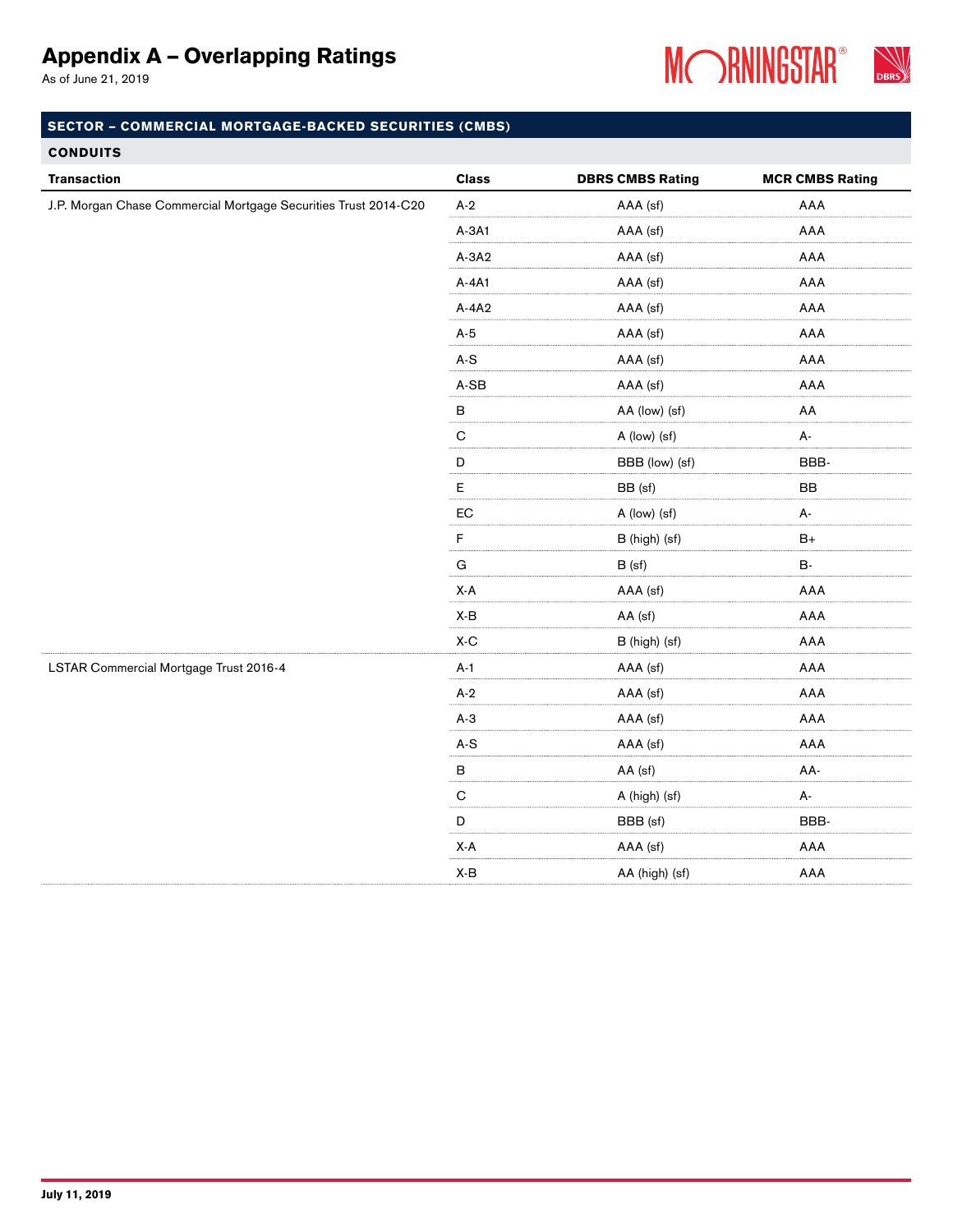# Appendix A – Overlapping Ratings

As of June 21, 2019

## SECTOR – COMMERCIAL MORTGAGE-BACKED SECURITIES (CMBS)

### CONDUITS

| Transaction | Class | DBRS CMBS Rating | MCR CMBS Rating |
|---|---|---|---|
| J.P. Morgan Chase Commercial Mortgage Securities Trust 2014-C20 | A-2 | AAA (sf) | AAA |
| | A-3A1 | AAA (sf) | AAA |
| | A-3A2 | AAA (sf) | AAA |
| | A-4A1 | AAA (sf) | AAA |
| | A-4A2 | AAA (sf) | AAA |
| | A-5 | AAA (sf) | AAA |
| | A-S | AAA (sf) | AAA |
| | A-SB | AAA (sf) | AAA |
| | B | AA (low) (sf) | AA |
| | C | A (low) (sf) | A- |
| | D | BBB (low) (sf) | BBB- |
| | E | BB (sf) | BB |
| | EC | A (low) (sf) | A- |
| | F | B (high) (sf) | B+ |
| | G | B (sf) | B- |
| | X-A | AAA (sf) | AAA |
| | X-B | AA (sf) | AAA |
| | X-C | B (high) (sf) | AAA |
| LSTAR Commercial Mortgage Trust 2016-4 | A-1 | AAA (sf) | AAA |
| | A-2 | AAA (sf) | AAA |
| | A-3 | AAA (sf) | AAA |
| | A-S | AAA (sf) | AAA |
| | B | AA (sf) | AA- |
| | C | A (high) (sf) | A- |
| | D | BBB (sf) | BBB- |
| | X-A | AAA (sf) | AAA |
| | X-B | AA (high) (sf) | AAA |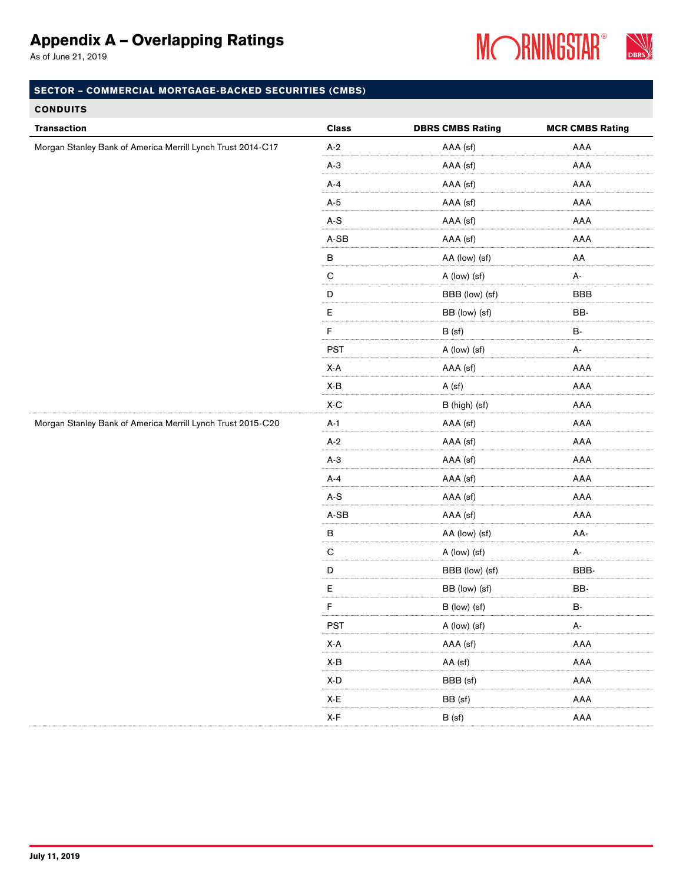# Appendix A – Overlapping Ratings

As of June 21, 2019

## SECTOR – COMMERCIAL MORTGAGE-BACKED SECURITIES (CMBS)

### CONDUITS

| Transaction | Class | DBRS CMBS Rating | MCR CMBS Rating |
|---|---|---|---|
| Morgan Stanley Bank of America Merrill Lynch Trust 2014-C17 | A-2 | AAA (sf) | AAA |
| | A-3 | AAA (sf) | AAA |
| | A-4 | AAA (sf) | AAA |
| | A-5 | AAA (sf) | AAA |
| | A-S | AAA (sf) | AAA |
| | A-SB | AAA (sf) | AAA |
| | B | AA (low) (sf) | AA |
| | C | A (low) (sf) | A- |
| | D | BBB (low) (sf) | BBB |
| | E | BB (low) (sf) | BB- |
| | F | B (sf) | B- |
| | PST | A (low) (sf) | A- |
| | X-A | AAA (sf) | AAA |
| | X-B | A (sf) | AAA |
| | X-C | B (high) (sf) | AAA |
| Morgan Stanley Bank of America Merrill Lynch Trust 2015-C20 | A-1 | AAA (sf) | AAA |
| | A-2 | AAA (sf) | AAA |
| | A-3 | AAA (sf) | AAA |
| | A-4 | AAA (sf) | AAA |
| | A-S | AAA (sf) | AAA |
| | A-SB | AAA (sf) | AAA |
| | B | AA (low) (sf) | AA- |
| | C | A (low) (sf) | A- |
| | D | BBB (low) (sf) | BBB- |
| | E | BB (low) (sf) | BB- |
| | F | B (low) (sf) | B- |
| | PST | A (low) (sf) | A- |
| | X-A | AAA (sf) | AAA |
| | X-B | AA (sf) | AAA |
| | X-D | BBB (sf) | AAA |
| | X-E | BB (sf) | AAA |
| | X-F | B (sf) | AAA |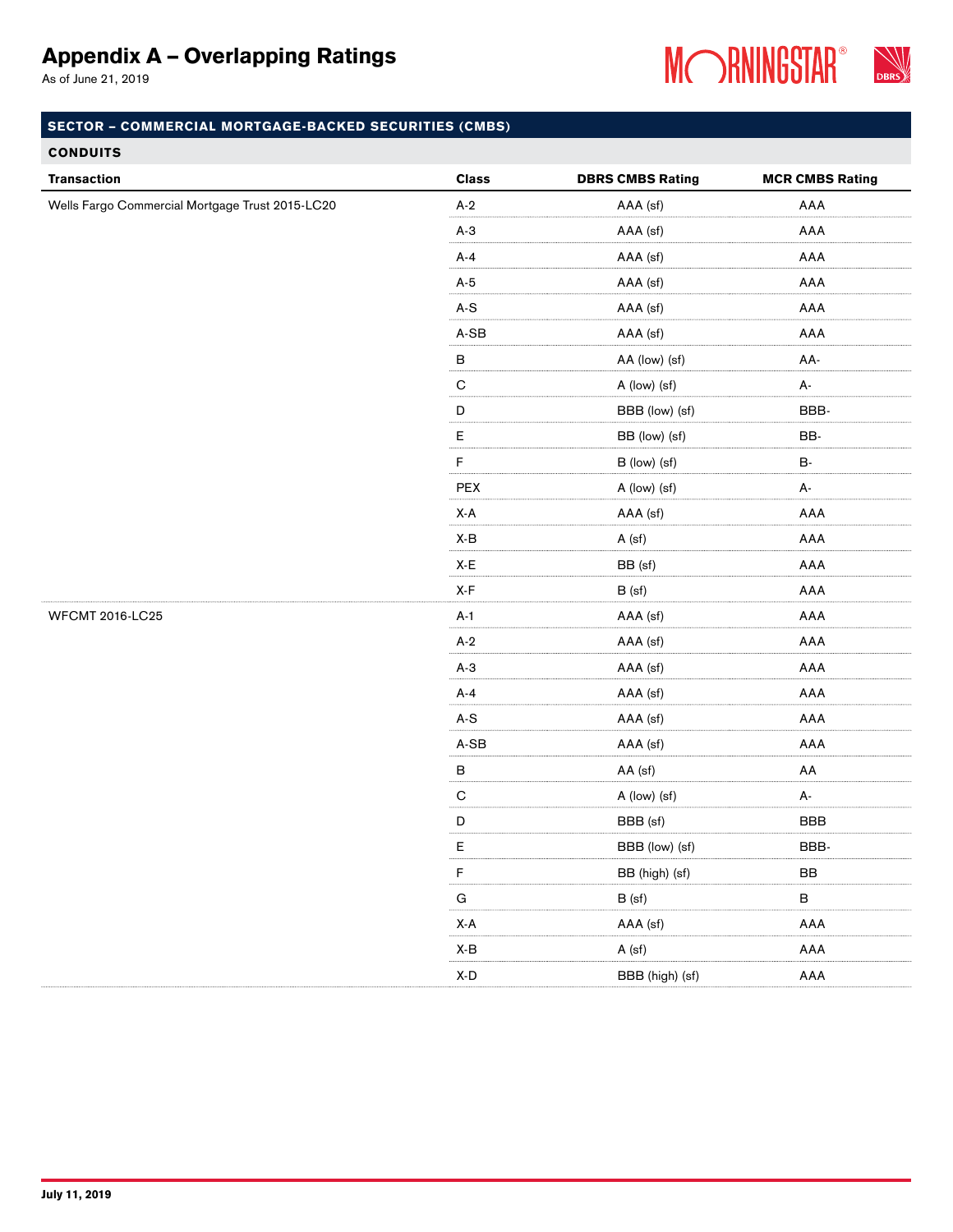# Appendix A – Overlapping Ratings

As of June 21, 2019

## SECTOR – COMMERCIAL MORTGAGE-BACKED SECURITIES (CMBS)

### CONDUITS

| Transaction | Class | DBRS CMBS Rating | MCR CMBS Rating |
|---|---|---|---|
| Wells Fargo Commercial Mortgage Trust 2015-LC20 | A-2 | AAA (sf) | AAA |
| | A-3 | AAA (sf) | AAA |
| | A-4 | AAA (sf) | AAA |
| | A-5 | AAA (sf) | AAA |
| | A-S | AAA (sf) | AAA |
| | A-SB | AAA (sf) | AAA |
| | B | AA (low) (sf) | AA- |
| | C | A (low) (sf) | A- |
| | D | BBB (low) (sf) | BBB- |
| | E | BB (low) (sf) | BB- |
| | F | B (low) (sf) | B- |
| | PEX | A (low) (sf) | A- |
| | X-A | AAA (sf) | AAA |
| | X-B | A (sf) | AAA |
| | X-E | BB (sf) | AAA |
| | X-F | B (sf) | AAA |
| WFCMT 2016-LC25 | A-1 | AAA (sf) | AAA |
| | A-2 | AAA (sf) | AAA |
| | A-3 | AAA (sf) | AAA |
| | A-4 | AAA (sf) | AAA |
| | A-S | AAA (sf) | AAA |
| | A-SB | AAA (sf) | AAA |
| | B | AA (sf) | AA |
| | C | A (low) (sf) | A- |
| | D | BBB (sf) | BBB |
| | E | BBB (low) (sf) | BBB- |
| | F | BB (high) (sf) | BB |
| | G | B (sf) | B |
| | X-A | AAA (sf) | AAA |
| | X-B | A (sf) | AAA |
| | X-D | BBB (high) (sf) | AAA |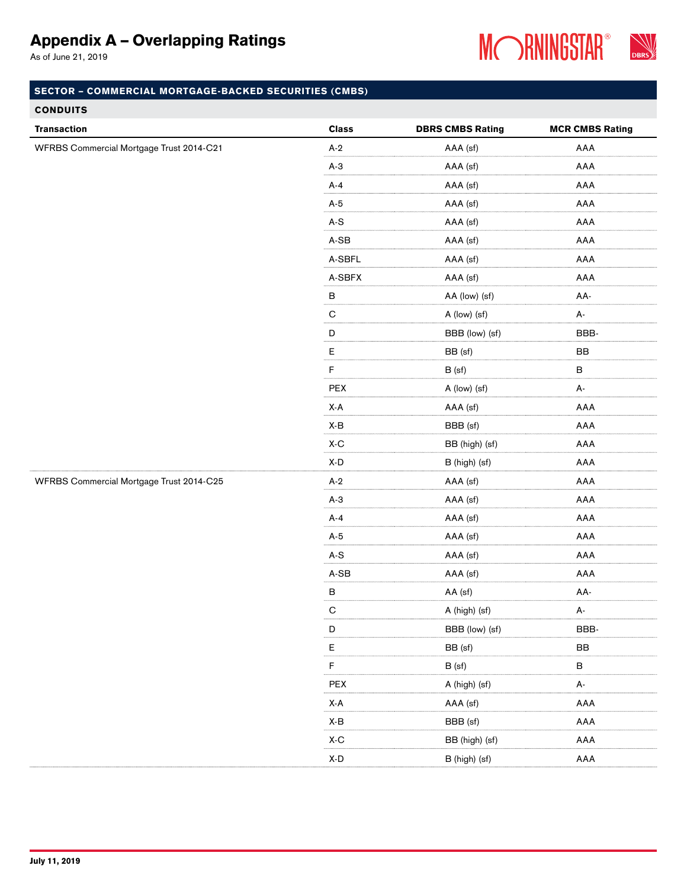# Appendix A – Overlapping Ratings

As of June 21, 2019

## SECTOR – COMMERCIAL MORTGAGE-BACKED SECURITIES (CMBS)

### CONDUITS

| Transaction | Class | DBRS CMBS Rating | MCR CMBS Rating |
|---|---|---|---|
| WFRBS Commercial Mortgage Trust 2014-C21 | A-2 | AAA (sf) | AAA |
| | A-3 | AAA (sf) | AAA |
| | A-4 | AAA (sf) | AAA |
| | A-5 | AAA (sf) | AAA |
| | A-S | AAA (sf) | AAA |
| | A-SB | AAA (sf) | AAA |
| | A-SBFL | AAA (sf) | AAA |
| | A-SBFX | AAA (sf) | AAA |
| | B | AA (low) (sf) | AA- |
| | C | A (low) (sf) | A- |
| | D | BBB (low) (sf) | BBB- |
| | E | BB (sf) | BB |
| | F | B (sf) | B |
| | PEX | A (low) (sf) | A- |
| | X-A | AAA (sf) | AAA |
| | X-B | BBB (sf) | AAA |
| | X-C | BB (high) (sf) | AAA |
| | X-D | B (high) (sf) | AAA |
| WFRBS Commercial Mortgage Trust 2014-C25 | A-2 | AAA (sf) | AAA |
| | A-3 | AAA (sf) | AAA |
| | A-4 | AAA (sf) | AAA |
| | A-5 | AAA (sf) | AAA |
| | A-S | AAA (sf) | AAA |
| | A-SB | AAA (sf) | AAA |
| | B | AA (sf) | AA- |
| | C | A (high) (sf) | A- |
| | D | BBB (low) (sf) | BBB- |
| | E | BB (sf) | BB |
| | F | B (sf) | B |
| | PEX | A (high) (sf) | A- |
| | X-A | AAA (sf) | AAA |
| | X-B | BBB (sf) | AAA |
| | X-C | BB (high) (sf) | AAA |
| | X-D | B (high) (sf) | AAA |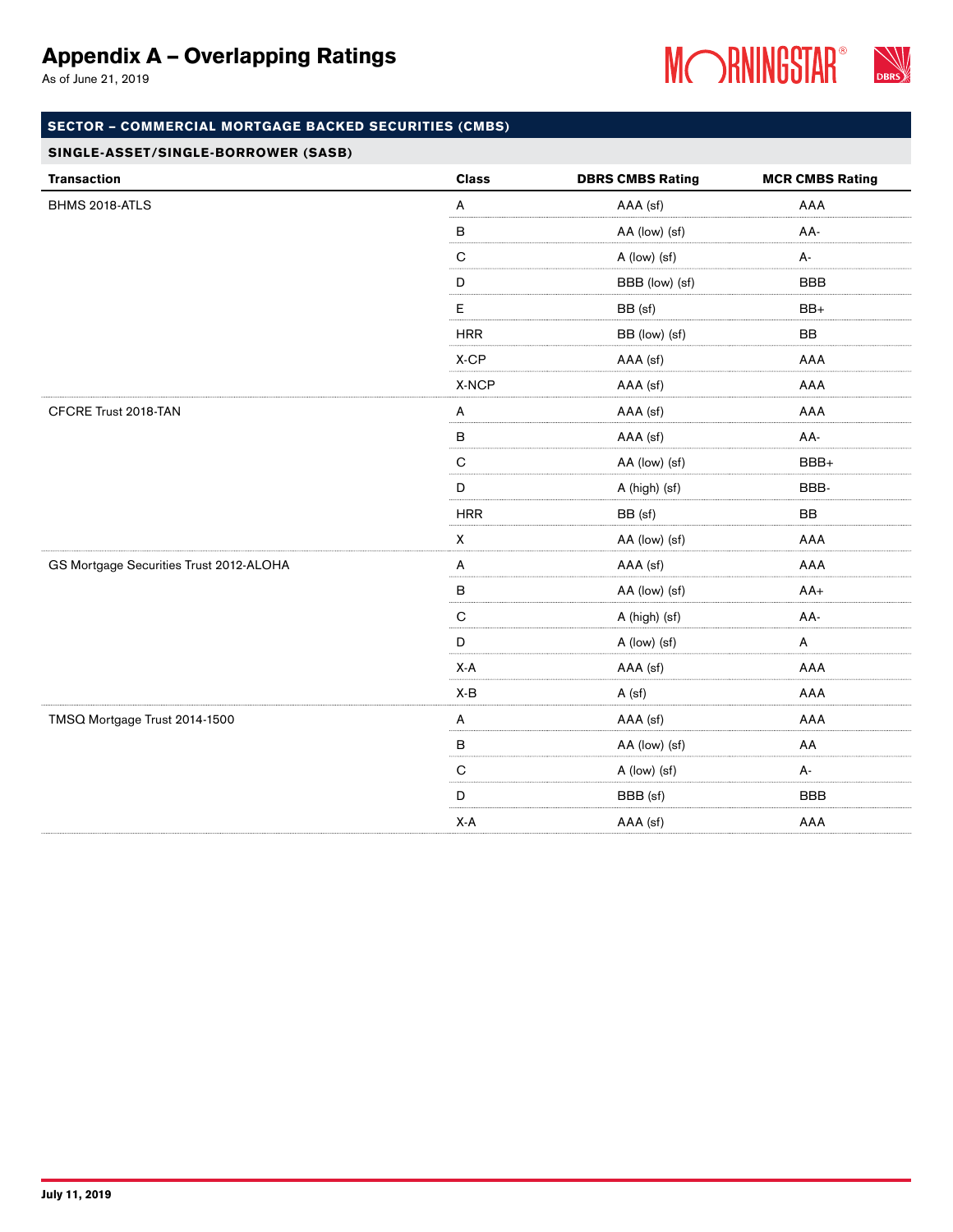# Appendix A – Overlapping Ratings

As of June 21, 2019

## SECTOR – COMMERCIAL MORTGAGE BACKED SECURITIES (CMBS)

### SINGLE-ASSET/SINGLE-BORROWER (SASB)

| Transaction | Class | DBRS CMBS Rating | MCR CMBS Rating |
|---|---|---|---|
| BHMS 2018-ATLS | A | AAA (sf) | AAA |
| | B | AA (low) (sf) | AA- |
| | C | A (low) (sf) | A- |
| | D | BBB (low) (sf) | BBB |
| | E | BB (sf) | BB+ |
| | HRR | BB (low) (sf) | BB |
| | X-CP | AAA (sf) | AAA |
| | X-NCP | AAA (sf) | AAA |
| CFCRE Trust 2018-TAN | A | AAA (sf) | AAA |
| | B | AAA (sf) | AA- |
| | C | AA (low) (sf) | BBB+ |
| | D | A (high) (sf) | BBB- |
| | HRR | BB (sf) | BB |
| | X | AA (low) (sf) | AAA |
| GS Mortgage Securities Trust 2012-ALOHA | A | AAA (sf) | AAA |
| | B | AA (low) (sf) | AA+ |
| | C | A (high) (sf) | AA- |
| | D | A (low) (sf) | A |
| | X-A | AAA (sf) | AAA |
| | X-B | A (sf) | AAA |
| TMSQ Mortgage Trust 2014-1500 | A | AAA (sf) | AAA |
| | B | AA (low) (sf) | AA |
| | C | A (low) (sf) | A- |
| | D | BBB (sf) | BBB |
| | X-A | AAA (sf) | AAA |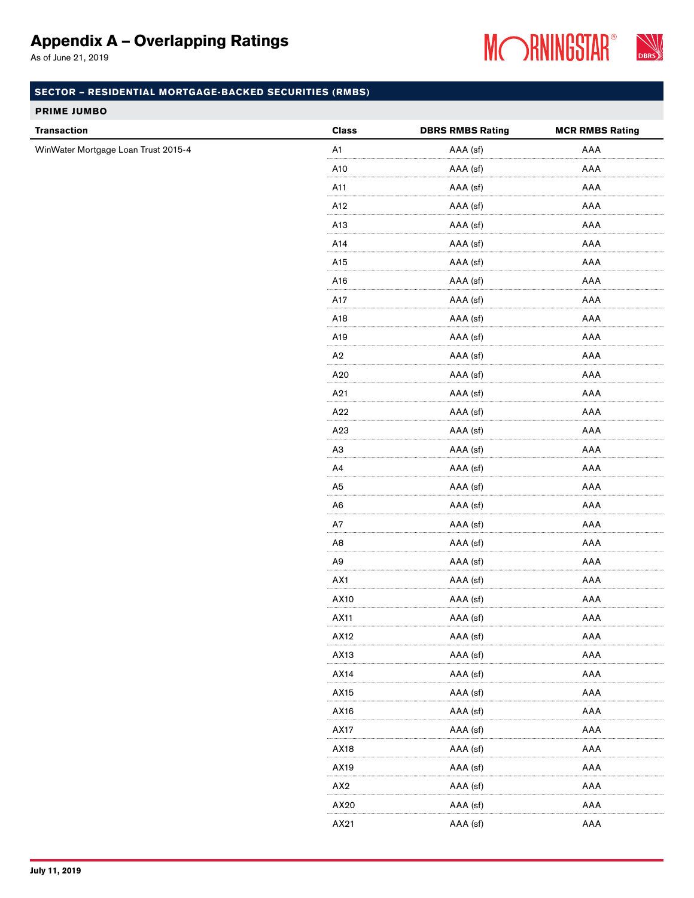# Appendix A – Overlapping Ratings

As of June 21, 2019

## SECTOR – RESIDENTIAL MORTGAGE-BACKED SECURITIES (RMBS)

### PRIME JUMBO

| Transaction | Class | DBRS RMBS Rating | MCR RMBS Rating |
|---|---|---|---|
| WinWater Mortgage Loan Trust 2015-4 | A1 | AAA (sf) | AAA |
| | A10 | AAA (sf) | AAA |
| | A11 | AAA (sf) | AAA |
| | A12 | AAA (sf) | AAA |
| | A13 | AAA (sf) | AAA |
| | A14 | AAA (sf) | AAA |
| | A15 | AAA (sf) | AAA |
| | A16 | AAA (sf) | AAA |
| | A17 | AAA (sf) | AAA |
| | A18 | AAA (sf) | AAA |
| | A19 | AAA (sf) | AAA |
| | A2 | AAA (sf) | AAA |
| | A20 | AAA (sf) | AAA |
| | A21 | AAA (sf) | AAA |
| | A22 | AAA (sf) | AAA |
| | A23 | AAA (sf) | AAA |
| | A3 | AAA (sf) | AAA |
| | A4 | AAA (sf) | AAA |
| | A5 | AAA (sf) | AAA |
| | A6 | AAA (sf) | AAA |
| | A7 | AAA (sf) | AAA |
| | A8 | AAA (sf) | AAA |
| | A9 | AAA (sf) | AAA |
| | AX1 | AAA (sf) | AAA |
| | AX10 | AAA (sf) | AAA |
| | AX11 | AAA (sf) | AAA |
| | AX12 | AAA (sf) | AAA |
| | AX13 | AAA (sf) | AAA |
| | AX14 | AAA (sf) | AAA |
| | AX15 | AAA (sf) | AAA |
| | AX16 | AAA (sf) | AAA |
| | AX17 | AAA (sf) | AAA |
| | AX18 | AAA (sf) | AAA |
| | AX19 | AAA (sf) | AAA |
| | AX2 | AAA (sf) | AAA |
| | AX20 | AAA (sf) | AAA |
| | AX21 | AAA (sf) | AAA |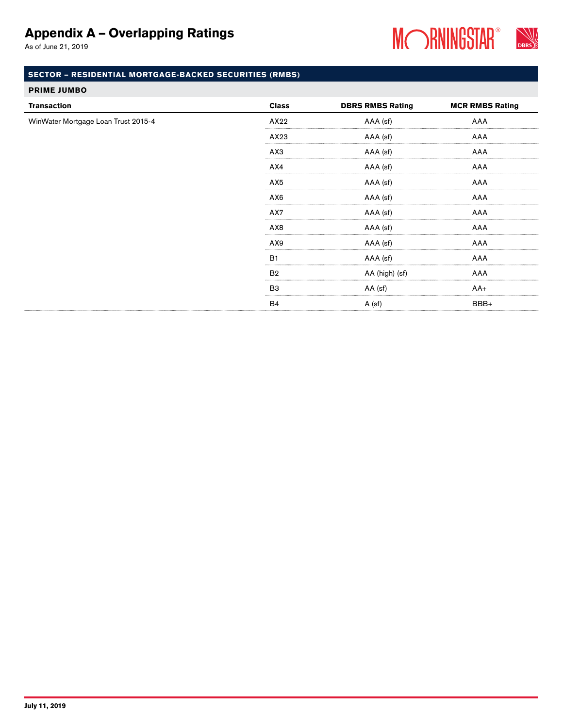## Appendix A – Overlapping Ratings

As of June 21, 2019

**SECTOR – RESIDENTIAL MORTGAGE-BACKED SECURITIES (RMBS)**

**PRIME JUMBO**

| Transaction | Class | DBRS RMBS Rating | MCR RMBS Rating |
|---|---|---|---|
| WinWater Mortgage Loan Trust 2015-4 | AX22 | AAA (sf) | AAA |
| | AX23 | AAA (sf) | AAA |
| | AX3 | AAA (sf) | AAA |
| | AX4 | AAA (sf) | AAA |
| | AX5 | AAA (sf) | AAA |
| | AX6 | AAA (sf) | AAA |
| | AX7 | AAA (sf) | AAA |
| | AX8 | AAA (sf) | AAA |
| | AX9 | AAA (sf) | AAA |
| | B1 | AAA (sf) | AAA |
| | B2 | AA (high) (sf) | AAA |
| | B3 | AA (sf) | AA+ |
| | B4 | A (sf) | BBB+ |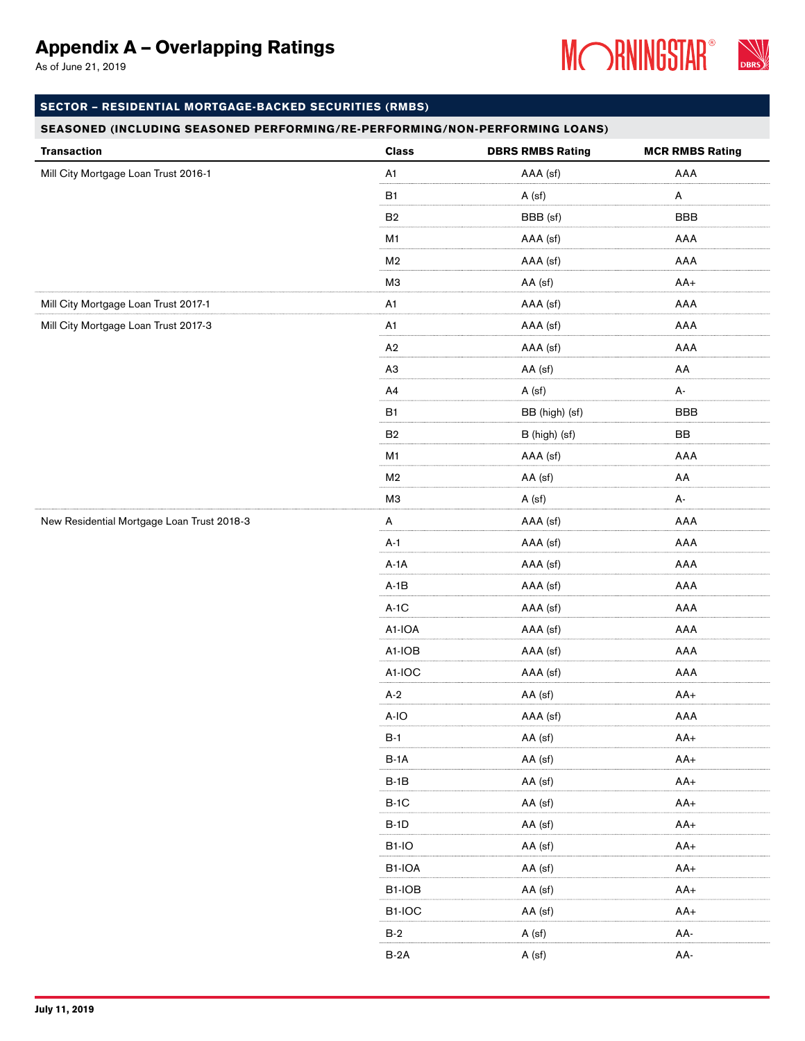# Appendix A – Overlapping Ratings

As of June 21, 2019

## SECTOR – RESIDENTIAL MORTGAGE-BACKED SECURITIES (RMBS)

### SEASONED (INCLUDING SEASONED PERFORMING/RE-PERFORMING/NON-PERFORMING LOANS)

| Transaction | Class | DBRS RMBS Rating | MCR RMBS Rating |
|---|---|---|---|
| Mill City Mortgage Loan Trust 2016-1 | A1 | AAA (sf) | AAA |
| | B1 | A (sf) | A |
| | B2 | BBB (sf) | BBB |
| | M1 | AAA (sf) | AAA |
| | M2 | AAA (sf) | AAA |
| | M3 | AA (sf) | AA+ |
| Mill City Mortgage Loan Trust 2017-1 | A1 | AAA (sf) | AAA |
| Mill City Mortgage Loan Trust 2017-3 | A1 | AAA (sf) | AAA |
| | A2 | AAA (sf) | AAA |
| | A3 | AA (sf) | AA |
| | A4 | A (sf) | A- |
| | B1 | BB (high) (sf) | BBB |
| | B2 | B (high) (sf) | BB |
| | M1 | AAA (sf) | AAA |
| | M2 | AA (sf) | AA |
| | M3 | A (sf) | A- |
| New Residential Mortgage Loan Trust 2018-3 | A | AAA (sf) | AAA |
| | A-1 | AAA (sf) | AAA |
| | A-1A | AAA (sf) | AAA |
| | A-1B | AAA (sf) | AAA |
| | A-1C | AAA (sf) | AAA |
| | A1-IOA | AAA (sf) | AAA |
| | A1-IOB | AAA (sf) | AAA |
| | A1-IOC | AAA (sf) | AAA |
| | A-2 | AA (sf) | AA+ |
| | A-IO | AAA (sf) | AAA |
| | B-1 | AA (sf) | AA+ |
| | B-1A | AA (sf) | AA+ |
| | B-1B | AA (sf) | AA+ |
| | B-1C | AA (sf) | AA+ |
| | B-1D | AA (sf) | AA+ |
| | B1-IO | AA (sf) | AA+ |
| | B1-IOA | AA (sf) | AA+ |
| | B1-IOB | AA (sf) | AA+ |
| | B1-IOC | AA (sf) | AA+ |
| | B-2 | A (sf) | AA- |
| | B-2A | A (sf) | AA- |

July 11, 2019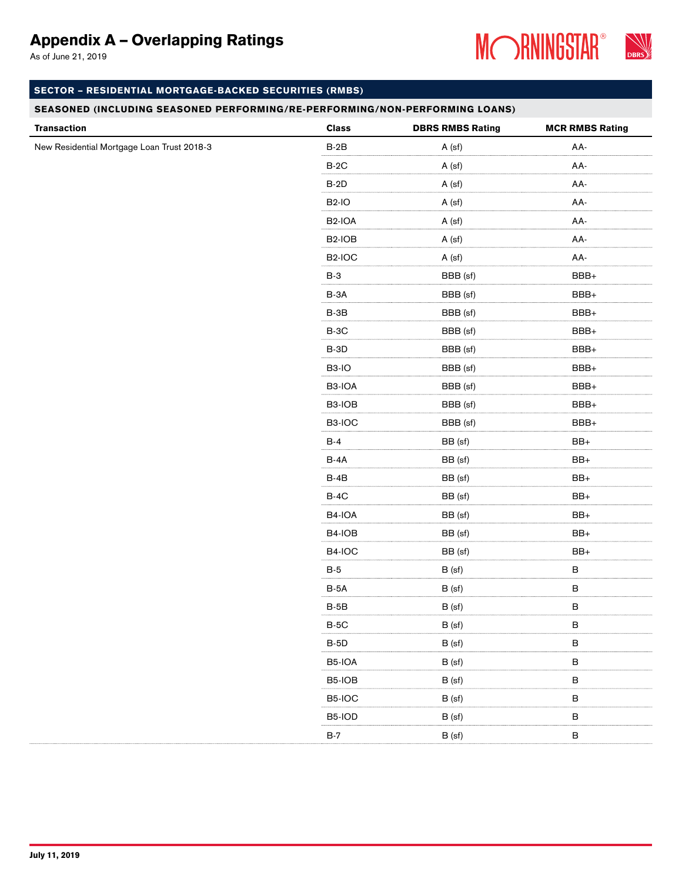# Appendix A – Overlapping Ratings

As of June 21, 2019

## SECTOR – RESIDENTIAL MORTGAGE-BACKED SECURITIES (RMBS)

### SEASONED (INCLUDING SEASONED PERFORMING/RE-PERFORMING/NON-PERFORMING LOANS)

| Transaction | Class | DBRS RMBS Rating | MCR RMBS Rating |
|---|---|---|---|
| New Residential Mortgage Loan Trust 2018-3 | B-2B | A (sf) | AA- |
| | B-2C | A (sf) | AA- |
| | B-2D | A (sf) | AA- |
| | B2-IO | A (sf) | AA- |
| | B2-IOA | A (sf) | AA- |
| | B2-IOB | A (sf) | AA- |
| | B2-IOC | A (sf) | AA- |
| | B-3 | BBB (sf) | BBB+ |
| | B-3A | BBB (sf) | BBB+ |
| | B-3B | BBB (sf) | BBB+ |
| | B-3C | BBB (sf) | BBB+ |
| | B-3D | BBB (sf) | BBB+ |
| | B3-IO | BBB (sf) | BBB+ |
| | B3-IOA | BBB (sf) | BBB+ |
| | B3-IOB | BBB (sf) | BBB+ |
| | B3-IOC | BBB (sf) | BBB+ |
| | B-4 | BB (sf) | BB+ |
| | B-4A | BB (sf) | BB+ |
| | B-4B | BB (sf) | BB+ |
| | B-4C | BB (sf) | BB+ |
| | B4-IOA | BB (sf) | BB+ |
| | B4-IOB | BB (sf) | BB+ |
| | B4-IOC | BB (sf) | BB+ |
| | B-5 | B (sf) | B |
| | B-5A | B (sf) | B |
| | B-5B | B (sf) | B |
| | B-5C | B (sf) | B |
| | B-5D | B (sf) | B |
| | B5-IOA | B (sf) | B |
| | B5-IOB | B (sf) | B |
| | B5-IOC | B (sf) | B |
| | B5-IOD | B (sf) | B |
| | B-7 | B (sf) | B |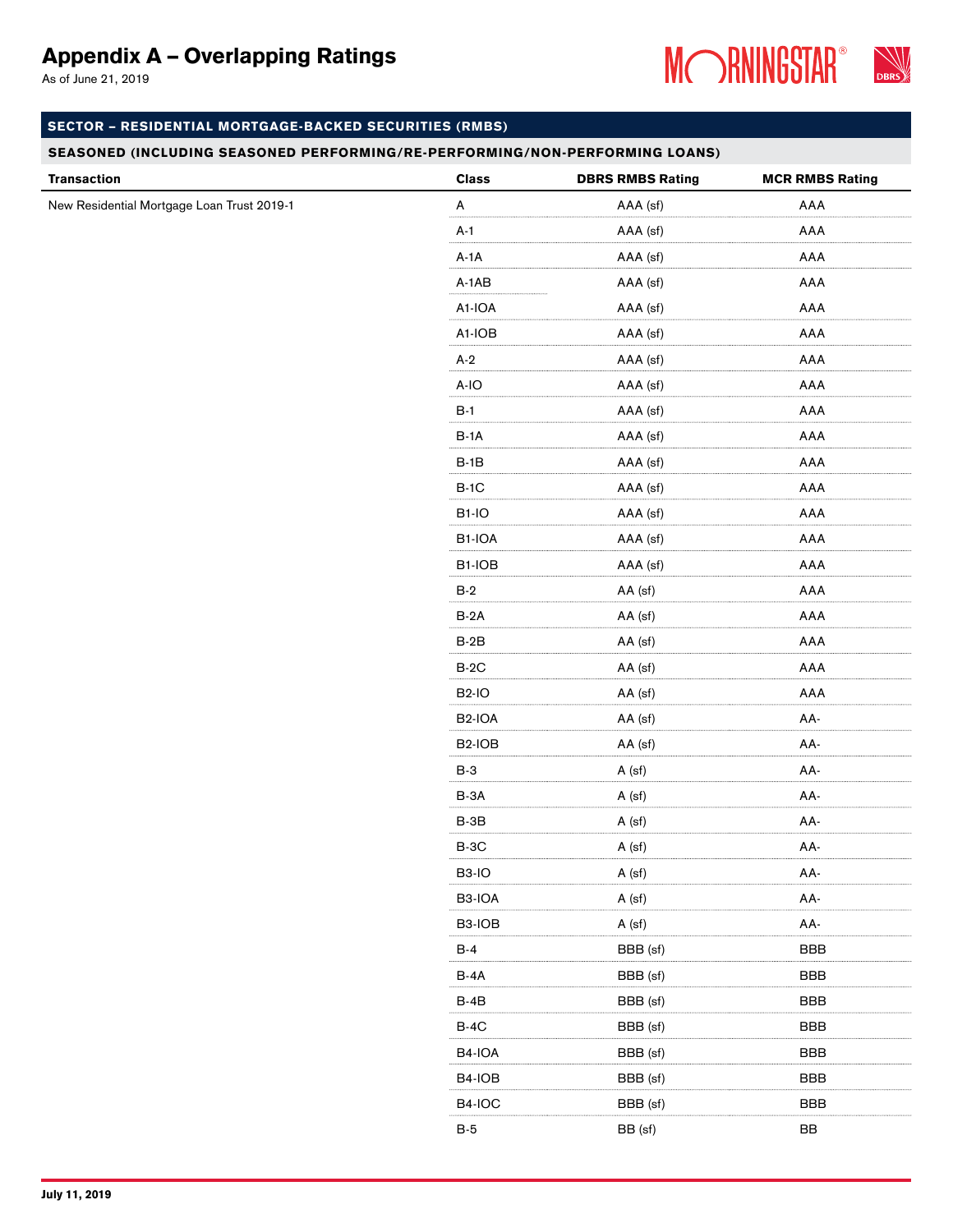# Appendix A – Overlapping Ratings

As of June 21, 2019

## SECTOR – RESIDENTIAL MORTGAGE-BACKED SECURITIES (RMBS)

### SEASONED (INCLUDING SEASONED PERFORMING/RE-PERFORMING/NON-PERFORMING LOANS)

| Transaction | Class | DBRS RMBS Rating | MCR RMBS Rating |
|---|---|---|---|
| New Residential Mortgage Loan Trust 2019-1 | A | AAA (sf) | AAA |
| | A-1 | AAA (sf) | AAA |
| | A-1A | AAA (sf) | AAA |
| | A-1AB | AAA (sf) | AAA |
| | A1-IOA | AAA (sf) | AAA |
| | A1-IOB | AAA (sf) | AAA |
| | A-2 | AAA (sf) | AAA |
| | A-IO | AAA (sf) | AAA |
| | B-1 | AAA (sf) | AAA |
| | B-1A | AAA (sf) | AAA |
| | B-1B | AAA (sf) | AAA |
| | B-1C | AAA (sf) | AAA |
| | B1-IO | AAA (sf) | AAA |
| | B1-IOA | AAA (sf) | AAA |
| | B1-IOB | AAA (sf) | AAA |
| | B-2 | AA (sf) | AAA |
| | B-2A | AA (sf) | AAA |
| | B-2B | AA (sf) | AAA |
| | B-2C | AA (sf) | AAA |
| | B2-IO | AA (sf) | AAA |
| | B2-IOA | AA (sf) | AA- |
| | B2-IOB | AA (sf) | AA- |
| | B-3 | A (sf) | AA- |
| | B-3A | A (sf) | AA- |
| | B-3B | A (sf) | AA- |
| | B-3C | A (sf) | AA- |
| | B3-IO | A (sf) | AA- |
| | B3-IOA | A (sf) | AA- |
| | B3-IOB | A (sf) | AA- |
| | B-4 | BBB (sf) | BBB |
| | B-4A | BBB (sf) | BBB |
| | B-4B | BBB (sf) | BBB |
| | B-4C | BBB (sf) | BBB |
| | B4-IOA | BBB (sf) | BBB |
| | B4-IOB | BBB (sf) | BBB |
| | B4-IOC | BBB (sf) | BBB |
| | B-5 | BB (sf) | BB |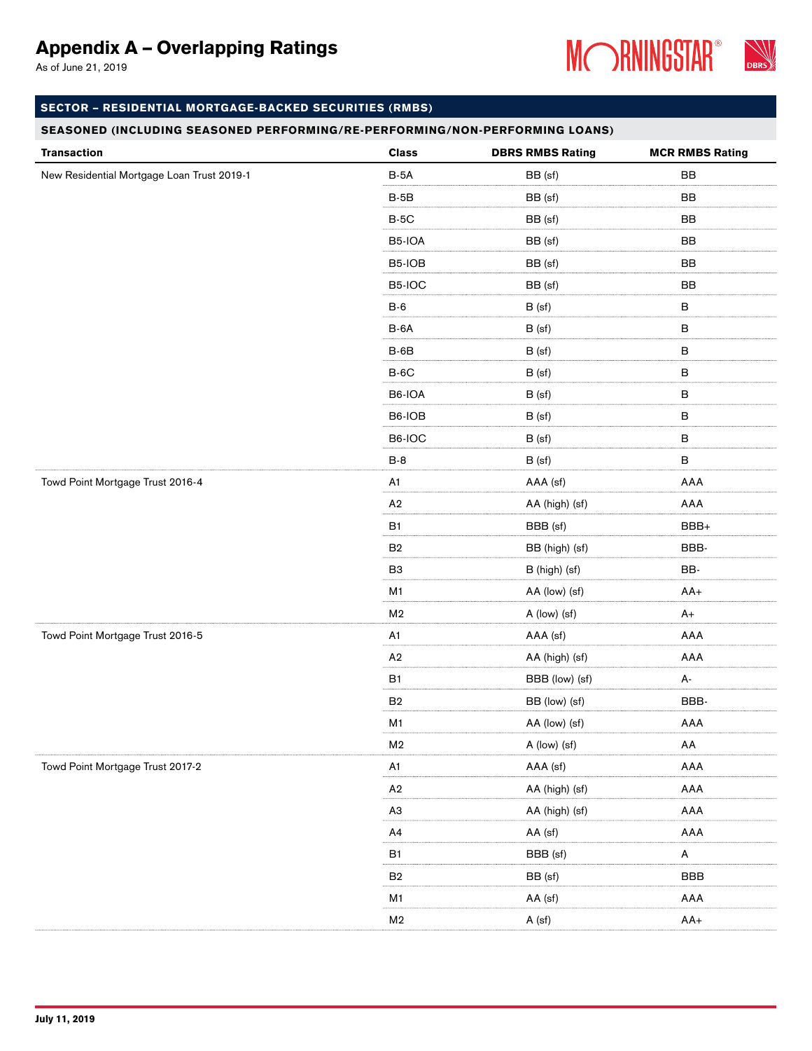# Appendix A – Overlapping Ratings

As of June 21, 2019

## SECTOR – RESIDENTIAL MORTGAGE-BACKED SECURITIES (RMBS)

### SEASONED (INCLUDING SEASONED PERFORMING/RE-PERFORMING/NON-PERFORMING LOANS)

| Transaction | Class | DBRS RMBS Rating | MCR RMBS Rating |
|---|---|---|---|
| New Residential Mortgage Loan Trust 2019-1 | B-5A | BB (sf) | BB |
| | B-5B | BB (sf) | BB |
| | B-5C | BB (sf) | BB |
| | B5-IOA | BB (sf) | BB |
| | B5-IOB | BB (sf) | BB |
| | B5-IOC | BB (sf) | BB |
| | B-6 | B (sf) | B |
| | B-6A | B (sf) | B |
| | B-6B | B (sf) | B |
| | B-6C | B (sf) | B |
| | B6-IOA | B (sf) | B |
| | B6-IOB | B (sf) | B |
| | B6-IOC | B (sf) | B |
| | B-8 | B (sf) | B |
| Towd Point Mortgage Trust 2016-4 | A1 | AAA (sf) | AAA |
| | A2 | AA (high) (sf) | AAA |
| | B1 | BBB (sf) | BBB+ |
| | B2 | BB (high) (sf) | BBB- |
| | B3 | B (high) (sf) | BB- |
| | M1 | AA (low) (sf) | AA+ |
| | M2 | A (low) (sf) | A+ |
| Towd Point Mortgage Trust 2016-5 | A1 | AAA (sf) | AAA |
| | A2 | AA (high) (sf) | AAA |
| | B1 | BBB (low) (sf) | A- |
| | B2 | BB (low) (sf) | BBB- |
| | M1 | AA (low) (sf) | AAA |
| | M2 | A (low) (sf) | AA |
| Towd Point Mortgage Trust 2017-2 | A1 | AAA (sf) | AAA |
| | A2 | AA (high) (sf) | AAA |
| | A3 | AA (high) (sf) | AAA |
| | A4 | AA (sf) | AAA |
| | B1 | BBB (sf) | A |
| | B2 | BB (sf) | BBB |
| | M1 | AA (sf) | AAA |
| | M2 | A (sf) | AA+ |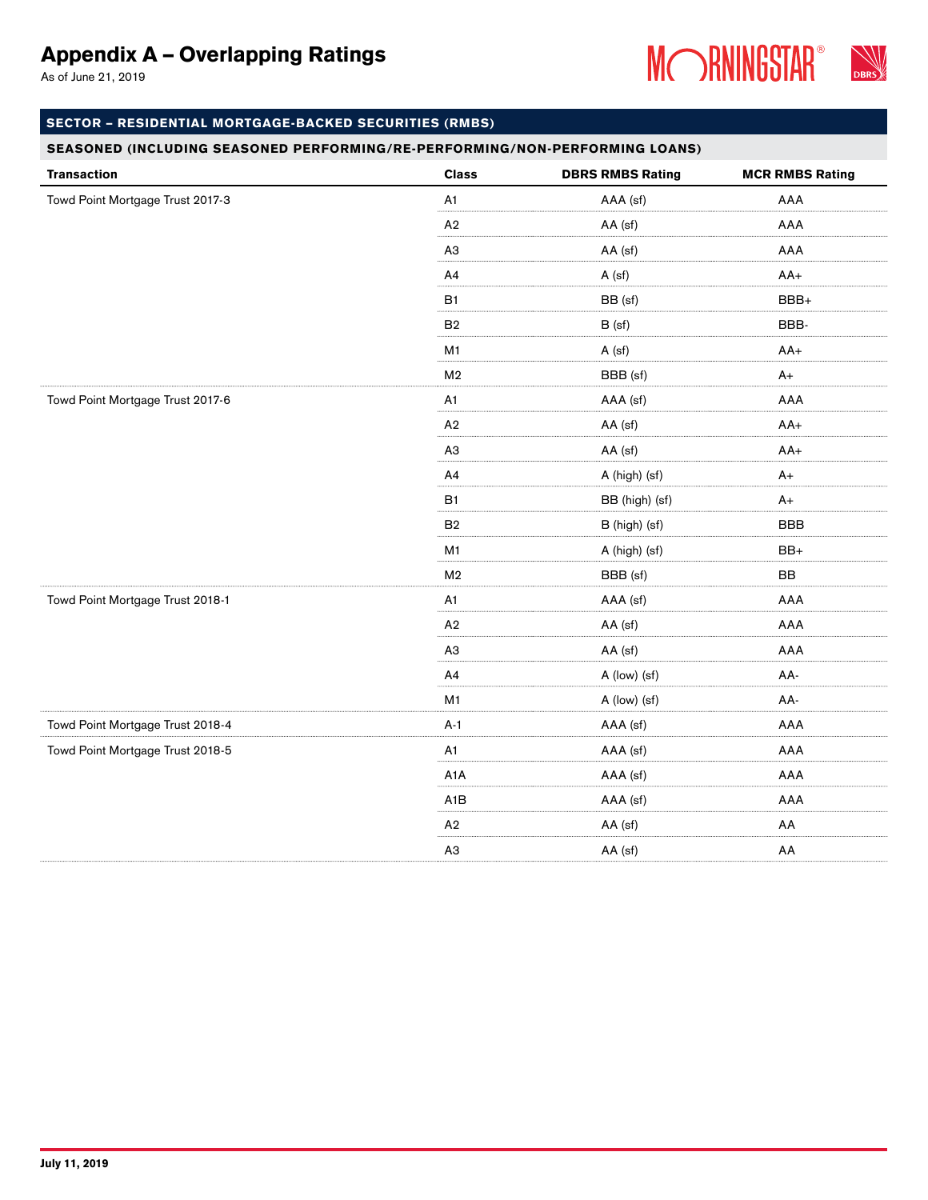# Appendix A – Overlapping Ratings

As of June 21, 2019

## SECTOR – RESIDENTIAL MORTGAGE-BACKED SECURITIES (RMBS)

### SEASONED (INCLUDING SEASONED PERFORMING/RE-PERFORMING/NON-PERFORMING LOANS)

| Transaction | Class | DBRS RMBS Rating | MCR RMBS Rating |
|---|---|---|---|
| Towd Point Mortgage Trust 2017-3 | A1 | AAA (sf) | AAA |
| | A2 | AA (sf) | AAA |
| | A3 | AA (sf) | AAA |
| | A4 | A (sf) | AA+ |
| | B1 | BB (sf) | BBB+ |
| | B2 | B (sf) | BBB- |
| | M1 | A (sf) | AA+ |
| | M2 | BBB (sf) | A+ |
| Towd Point Mortgage Trust 2017-6 | A1 | AAA (sf) | AAA |
| | A2 | AA (sf) | AA+ |
| | A3 | AA (sf) | AA+ |
| | A4 | A (high) (sf) | A+ |
| | B1 | BB (high) (sf) | A+ |
| | B2 | B (high) (sf) | BBB |
| | M1 | A (high) (sf) | BB+ |
| | M2 | BBB (sf) | BB |
| Towd Point Mortgage Trust 2018-1 | A1 | AAA (sf) | AAA |
| | A2 | AA (sf) | AAA |
| | A3 | AA (sf) | AAA |
| | A4 | A (low) (sf) | AA- |
| | M1 | A (low) (sf) | AA- |
| Towd Point Mortgage Trust 2018-4 | A-1 | AAA (sf) | AAA |
| Towd Point Mortgage Trust 2018-5 | A1 | AAA (sf) | AAA |
| | A1A | AAA (sf) | AAA |
| | A1B | AAA (sf) | AAA |
| | A2 | AA (sf) | AA |
| | A3 | AA (sf) | AA |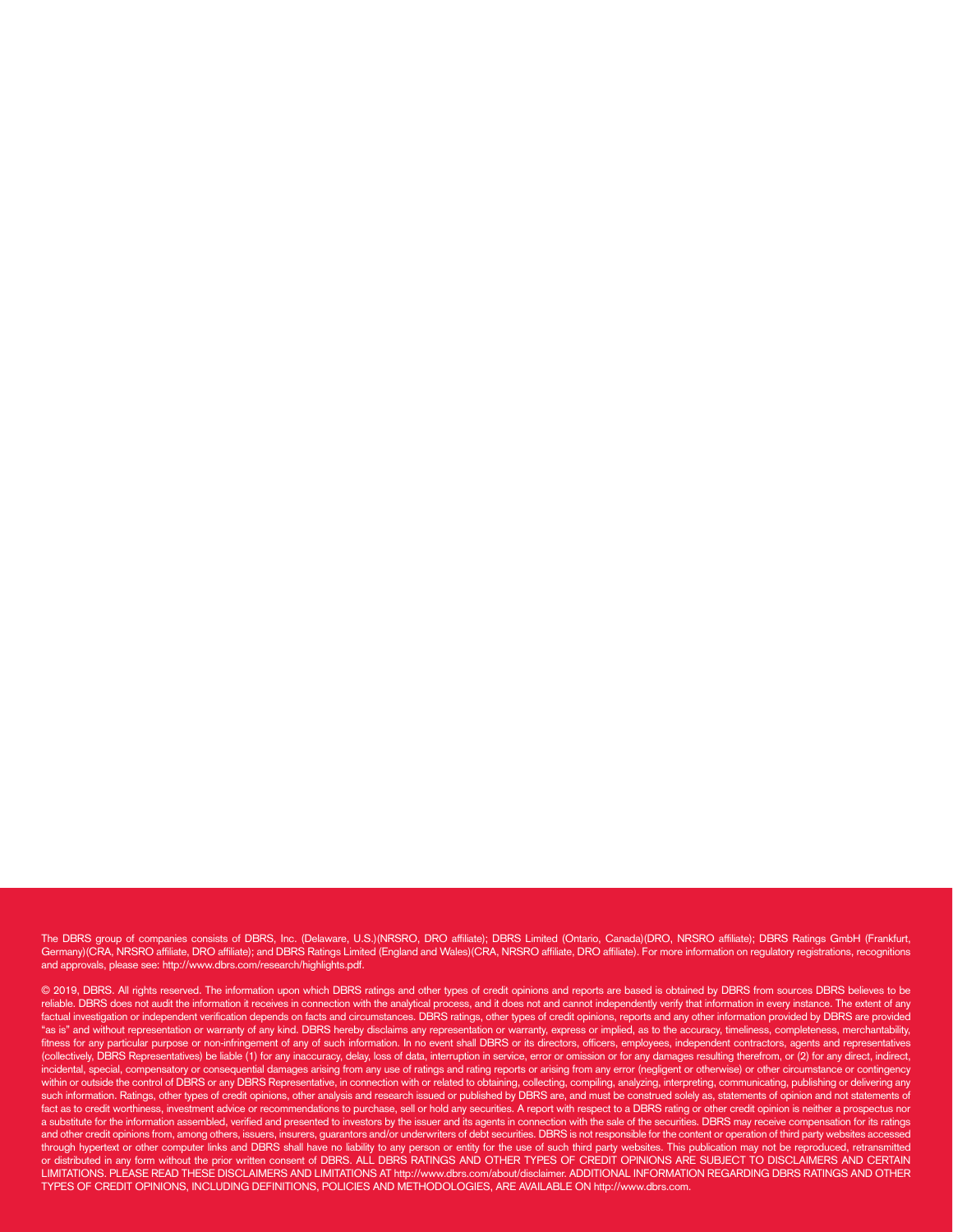The DBRS group of companies consists of DBRS, Inc. (Delaware, U.S.)(NRSRO, DRO affiliate); DBRS Limited (Ontario, Canada)(DRO, NRSRO affiliate); DBRS Ratings GmbH (Frankfurt, Germany)(CRA, NRSRO affiliate, DRO affiliate); and DBRS Ratings Limited (England and Wales)(CRA, NRSRO affiliate, DRO affiliate). For more information on regulatory registrations, recognitions and approvals, please see: http://www.dbrs.com/research/highlights.pdf.

© 2019, DBRS. All rights reserved. The information upon which DBRS ratings and other types of credit opinions and reports are based is obtained by DBRS from sources DBRS believes to be reliable. DBRS does not audit the information it receives in connection with the analytical process, and it does not and cannot independently verify that information in every instance. The extent of any factual investigation or independent verification depends on facts and circumstances. DBRS ratings, other types of credit opinions, reports and any other information provided by DBRS are provided "as is" and without representation or warranty of any kind. DBRS hereby disclaims any representation or warranty, express or implied, as to the accuracy, timeliness, completeness, merchantability, fitness for any particular purpose or non-infringement of any of such information. In no event shall DBRS or its directors, officers, employees, independent contractors, agents and representatives (collectively, DBRS Representatives) be liable (1) for any inaccuracy, delay, loss of data, interruption in service, error or omission or for any damages resulting therefrom, or (2) for any direct, indirect, incidental, special, compensatory or consequential damages arising from any use of ratings and rating reports or arising from any error (negligent or otherwise) or other circumstance or contingency within or outside the control of DBRS or any DBRS Representative, in connection with or related to obtaining, collecting, compiling, analyzing, interpreting, communicating, publishing or delivering any such information. Ratings, other types of credit opinions, other analysis and research issued or published by DBRS are, and must be construed solely as, statements of opinion and not statements of fact as to credit worthiness, investment advice or recommendations to purchase, sell or hold any securities. A report with respect to a DBRS rating or other credit opinion is neither a prospectus nor a substitute for the information assembled, verified and presented to investors by the issuer and its agents in connection with the sale of the securities. DBRS may receive compensation for its ratings and other credit opinions from, among others, issuers, insurers, guarantors and/or underwriters of debt securities. DBRS is not responsible for the content or operation of third party websites accessed through hypertext or other computer links and DBRS shall have no liability to any person or entity for the use of such third party websites. This publication may not be reproduced, retransmitted or distributed in any form without the prior written consent of DBRS. ALL DBRS RATINGS AND OTHER TYPES OF CREDIT OPINIONS ARE SUBJECT TO DISCLAIMERS AND CERTAIN LIMITATIONS. PLEASE READ THESE DISCLAIMERS AND LIMITATIONS AT http://www.dbrs.com/about/disclaimer. ADDITIONAL INFORMATION REGARDING DBRS RATINGS AND OTHER TYPES OF CREDIT OPINIONS, INCLUDING DEFINITIONS, POLICIES AND METHODOLOGIES, ARE AVAILABLE ON http://www.dbrs.com.